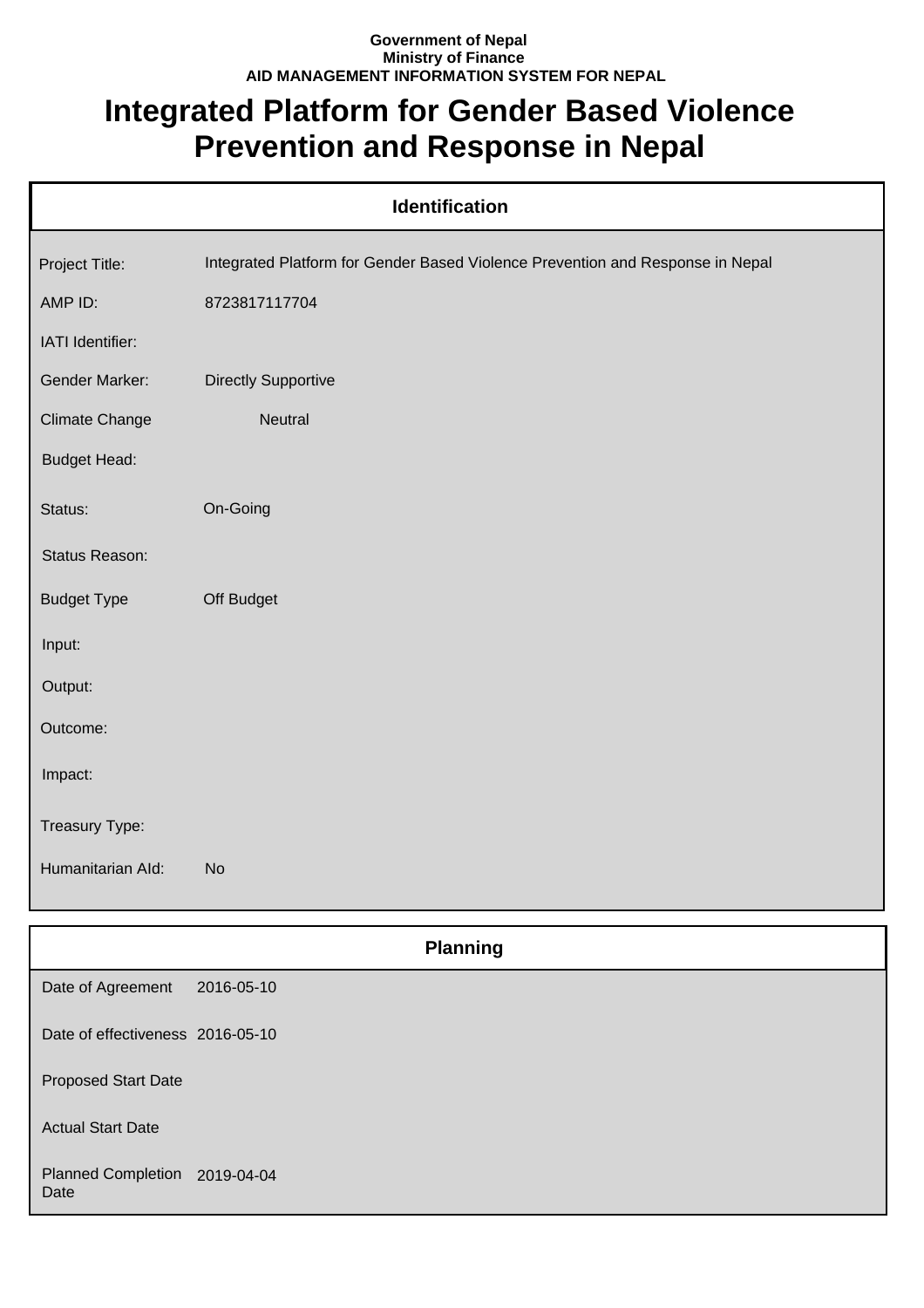**Government of Nepal**
**Ministry of Finance**
**AID MANAGEMENT INFORMATION SYSTEM FOR NEPAL**

# Integrated Platform for Gender Based Violence Prevention and Response in Nepal

| Identification | |
|---|---|
| Project Title: | Integrated Platform for Gender Based Violence Prevention and Response in Nepal |
| AMP ID: | 8723817117704 |
| IATI Identifier: | |
| Gender Marker: | Directly Supportive |
| Climate Change | Neutral |
| Budget Head: | |
| Status: | On-Going |
| Status Reason: | |
| Budget Type | Off Budget |
| Input: | |
| Output: | |
| Outcome: | |
| Impact: | |
| Treasury Type: | |
| Humanitarian AId: | No |

| Planning | |
|---|---|
| Date of Agreement | 2016-05-10 |
| Date of effectiveness | 2016-05-10 |
| Proposed Start Date | |
| Actual Start Date | |
| Planned Completion Date | 2019-04-04 |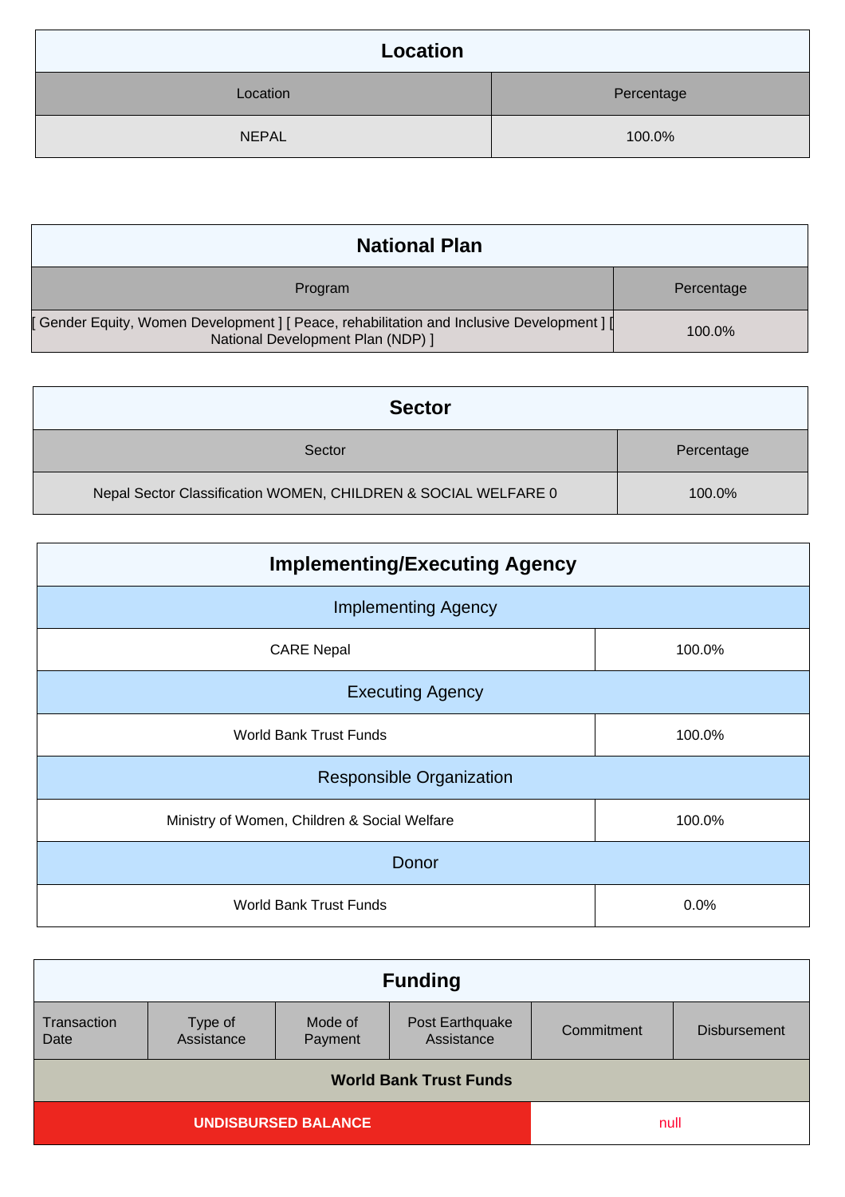## Location

| Location | Percentage |
|---|---|
| NEPAL | 100.0% |

## National Plan

| Program | Percentage |
|---|---|
| [ Gender Equity, Women Development ] [ Peace, rehabilitation and Inclusive Development ] [ National Development Plan (NDP) ] | 100.0% |

## Sector

| Sector | Percentage |
|---|---|
| Nepal Sector Classification WOMEN, CHILDREN & SOCIAL WELFARE 0 | 100.0% |

## Implementing/Executing Agency

| Implementing Agency | |
|---|---|
| CARE Nepal | 100.0% |
| **Executing Agency** | |
| World Bank Trust Funds | 100.0% |
| **Responsible Organization** | |
| Ministry of Women, Children & Social Welfare | 100.0% |
| **Donor** | |
| World Bank Trust Funds | 0.0% |

## Funding

| Transaction Date | Type of Assistance | Mode of Payment | Post Earthquake Assistance | Commitment | Disbursement |
|---|---|---|---|---|---|
| **World Bank Trust Funds** | | | | | |
| **UNDISBURSED BALANCE** | | | | null | |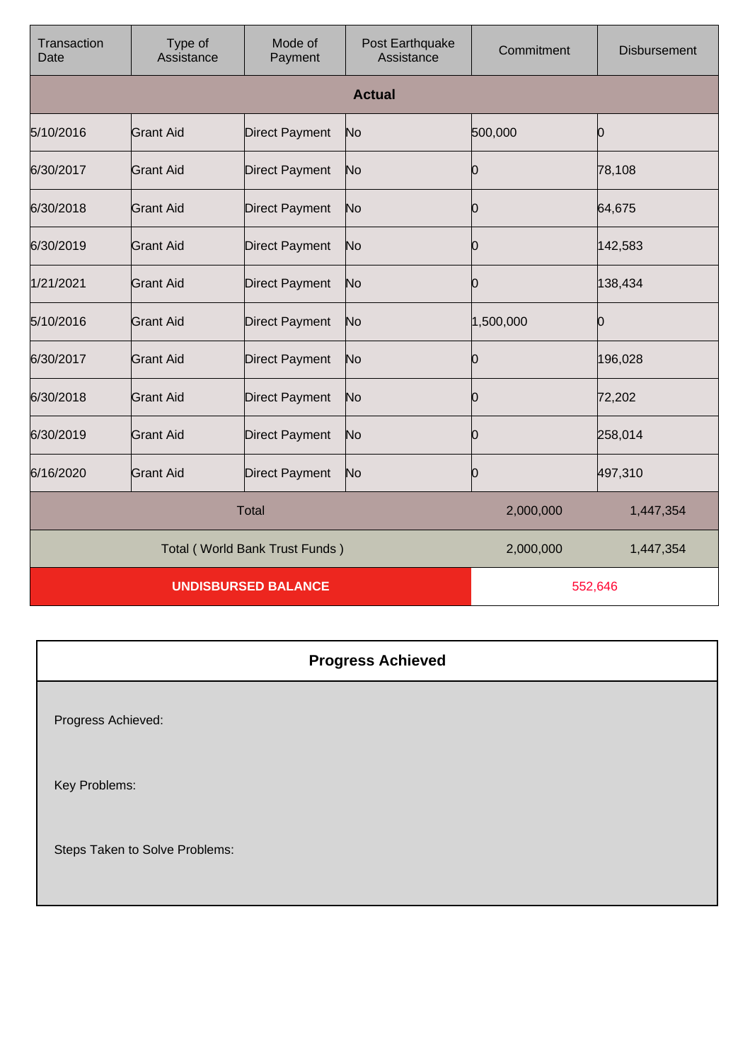| Transaction Date | Type of Assistance | Mode of Payment | Post Earthquake Assistance | Commitment | Disbursement |
|---|---|---|---|---|---|
| **Actual** | | | | | |
| 5/10/2016 | Grant Aid | Direct Payment | No | 500,000 | 0 |
| 6/30/2017 | Grant Aid | Direct Payment | No | 0 | 78,108 |
| 6/30/2018 | Grant Aid | Direct Payment | No | 0 | 64,675 |
| 6/30/2019 | Grant Aid | Direct Payment | No | 0 | 142,583 |
| 1/21/2021 | Grant Aid | Direct Payment | No | 0 | 138,434 |
| 5/10/2016 | Grant Aid | Direct Payment | No | 1,500,000 | 0 |
| 6/30/2017 | Grant Aid | Direct Payment | No | 0 | 196,028 |
| 6/30/2018 | Grant Aid | Direct Payment | No | 0 | 72,202 |
| 6/30/2019 | Grant Aid | Direct Payment | No | 0 | 258,014 |
| 6/16/2020 | Grant Aid | Direct Payment | No | 0 | 497,310 |
| Total | | | | 2,000,000 | 1,447,354 |
| Total ( World Bank Trust Funds ) | | | | 2,000,000 | 1,447,354 |
| **UNDISBURSED BALANCE** | | | | 552,646 | |

| **Progress Achieved** |
|---|
| Progress Achieved: |
| Key Problems: |
| Steps Taken to Solve Problems: |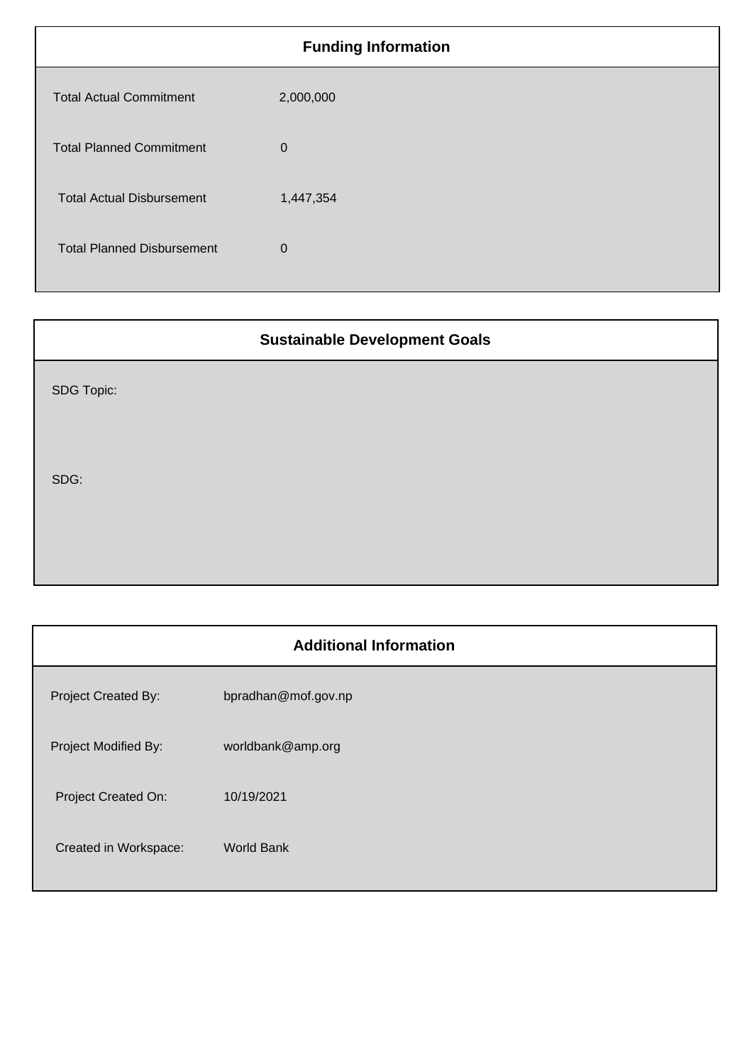## Funding Information

| | |
|---|---|
| Total Actual Commitment | 2,000,000 |
| Total Planned Commitment | 0 |
| Total Actual Disbursement | 1,447,354 |
| Total Planned Disbursement | 0 |

## Sustainable Development Goals

SDG Topic:

SDG:

## Additional Information

| | |
|---|---|
| Project Created By: | bpradhan@mof.gov.np |
| Project Modified By: | worldbank@amp.org |
| Project Created On: | 10/19/2021 |
| Created in Workspace: | World Bank |